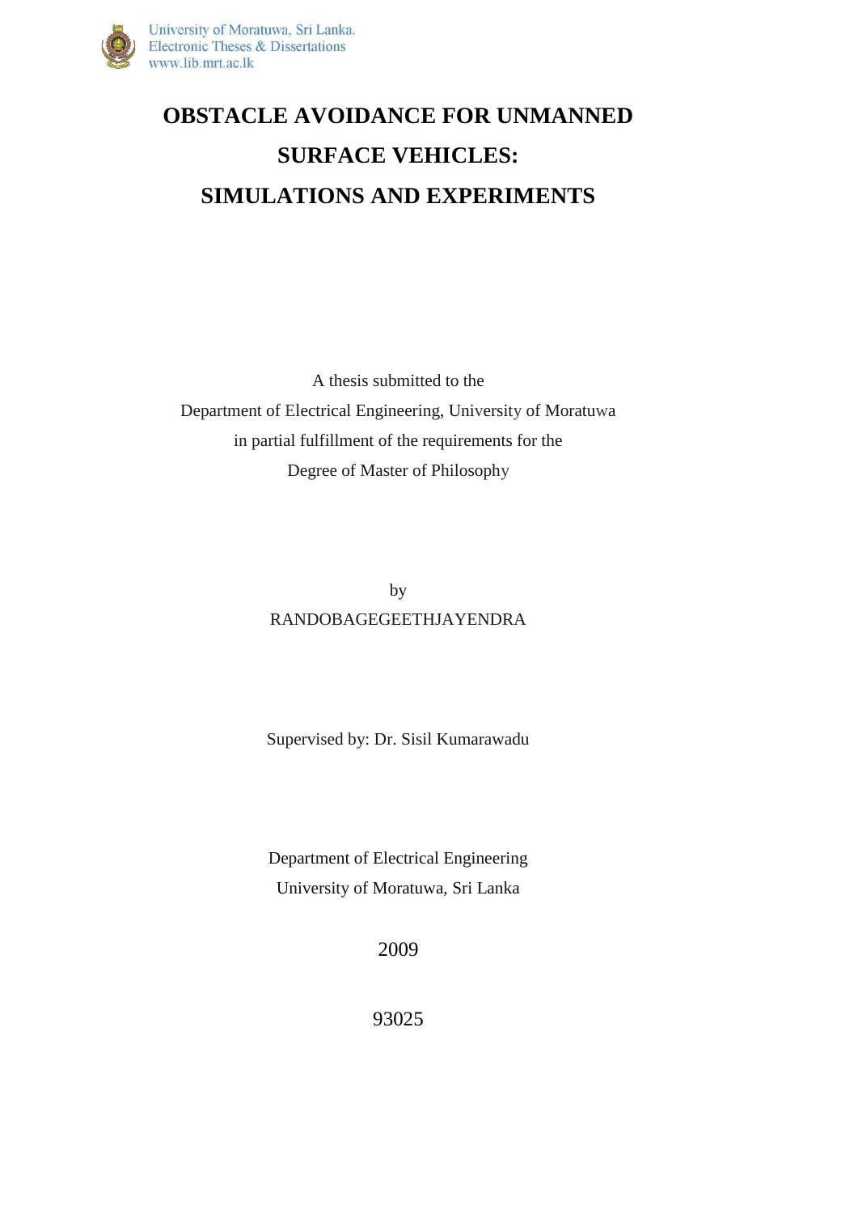# OBSTACLE AVOIDANCE FOR UNMANNED SURFACE VEHICLES: SIMULATIONS AND EXPERIMENTS

A thesis submitted to the
Department of Electrical Engineering, University of Moratuwa
in partial fulfillment of the requirements for the
Degree of Master of Philosophy

by
RANDOBAGEGEETHJAYENDRA

Supervised by: Dr. Sisil Kumarawadu

Department of Electrical Engineering
University of Moratuwa, Sri Lanka

2009

93025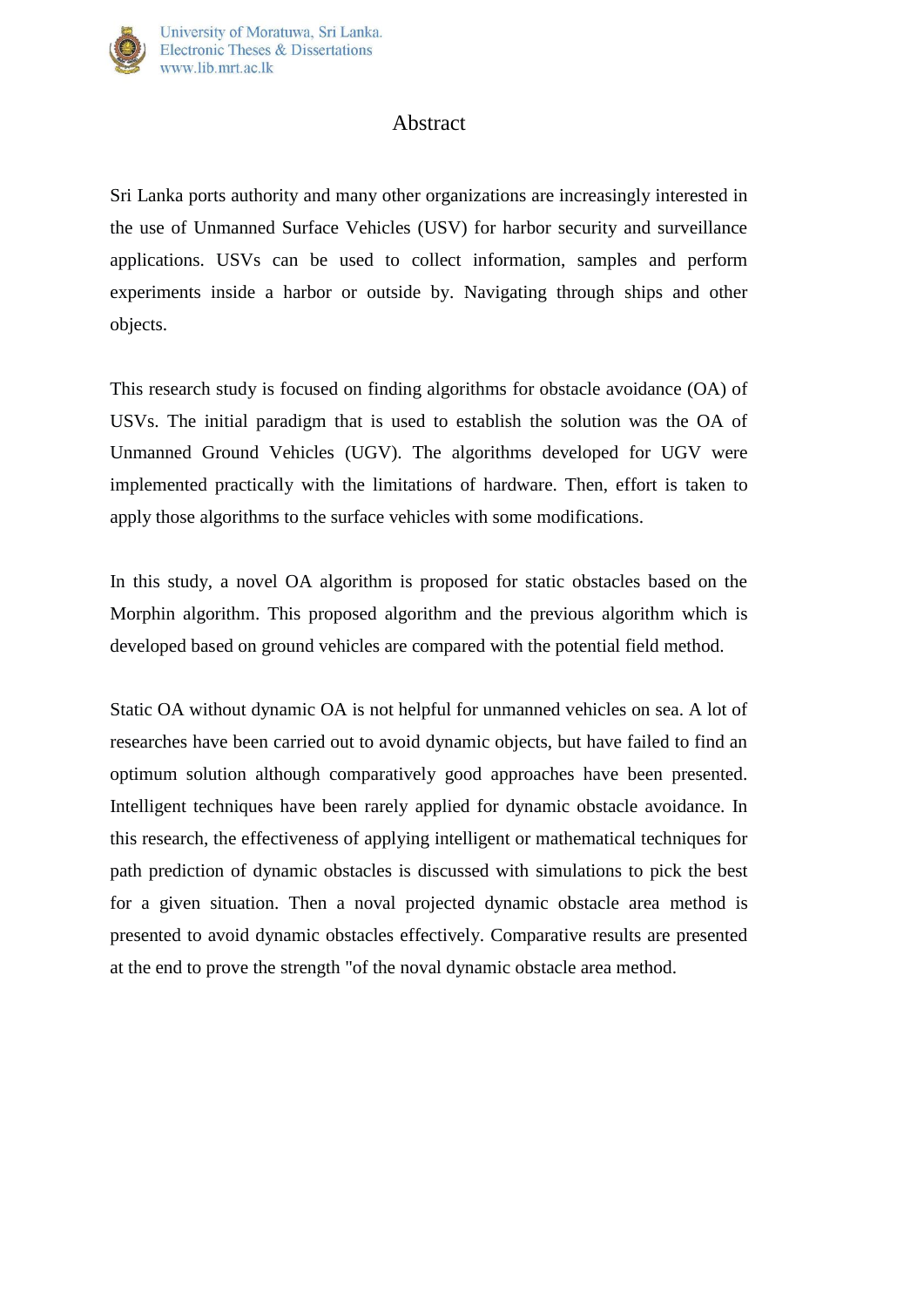# Abstract

Sri Lanka ports authority and many other organizations are increasingly interested in the use of Unmanned Surface Vehicles (USV) for harbor security and surveillance applications. USVs can be used to collect information, samples and perform experiments inside a harbor or outside by. Navigating through ships and other objects.

This research study is focused on finding algorithms for obstacle avoidance (OA) of USVs. The initial paradigm that is used to establish the solution was the OA of Unmanned Ground Vehicles (UGV). The algorithms developed for UGV were implemented practically with the limitations of hardware. Then, effort is taken to apply those algorithms to the surface vehicles with some modifications.

In this study, a novel OA algorithm is proposed for static obstacles based on the Morphin algorithm. This proposed algorithm and the previous algorithm which is developed based on ground vehicles are compared with the potential field method.

Static OA without dynamic OA is not helpful for unmanned vehicles on sea. A lot of researches have been carried out to avoid dynamic objects, but have failed to find an optimum solution although comparatively good approaches have been presented. Intelligent techniques have been rarely applied for dynamic obstacle avoidance. In this research, the effectiveness of applying intelligent or mathematical techniques for path prediction of dynamic obstacles is discussed with simulations to pick the best for a given situation. Then a noval projected dynamic obstacle area method is presented to avoid dynamic obstacles effectively. Comparative results are presented at the end to prove the strength "of the noval dynamic obstacle area method.